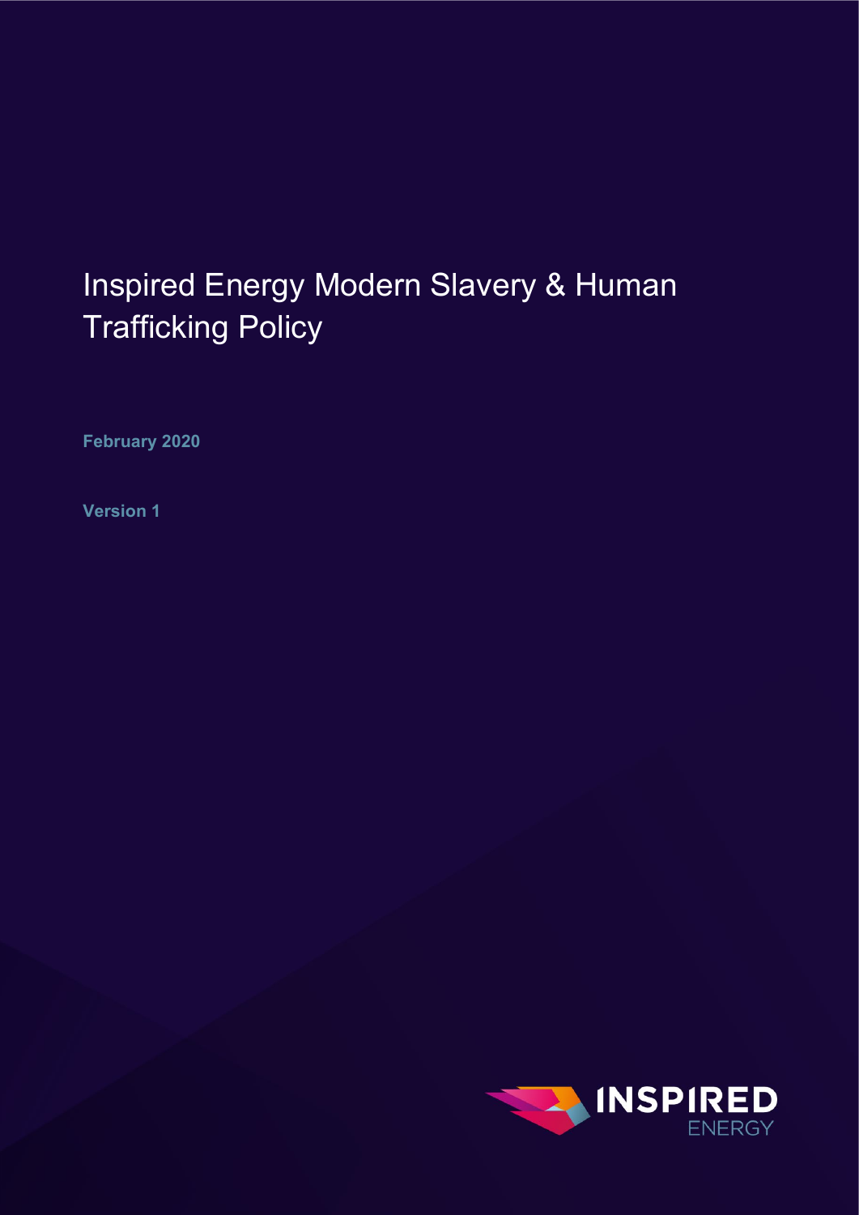# Inspired Energy Modern Slavery & Human Trafficking Policy

**February 2020**

**Version 1**

INSPIRED ENERGY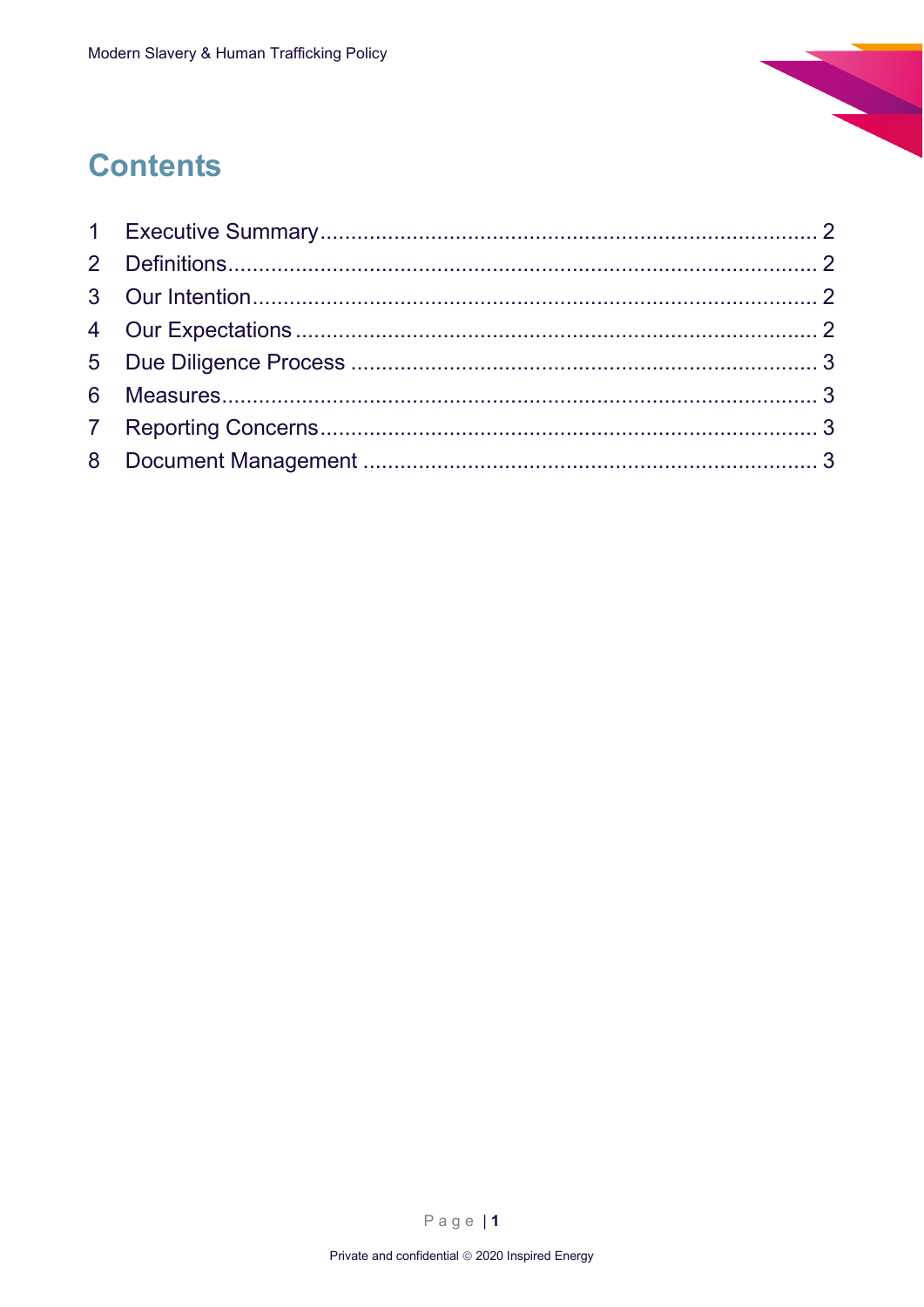# Contents

1 Executive Summary ........................................................................ 2
2 Definitions ........................................................................ 2
3 Our Intention ........................................................................ 2
4 Our Expectations ........................................................................ 2
5 Due Diligence Process ........................................................................ 3
6 Measures ........................................................................ 3
7 Reporting Concerns ........................................................................ 3
8 Document Management ........................................................................ 3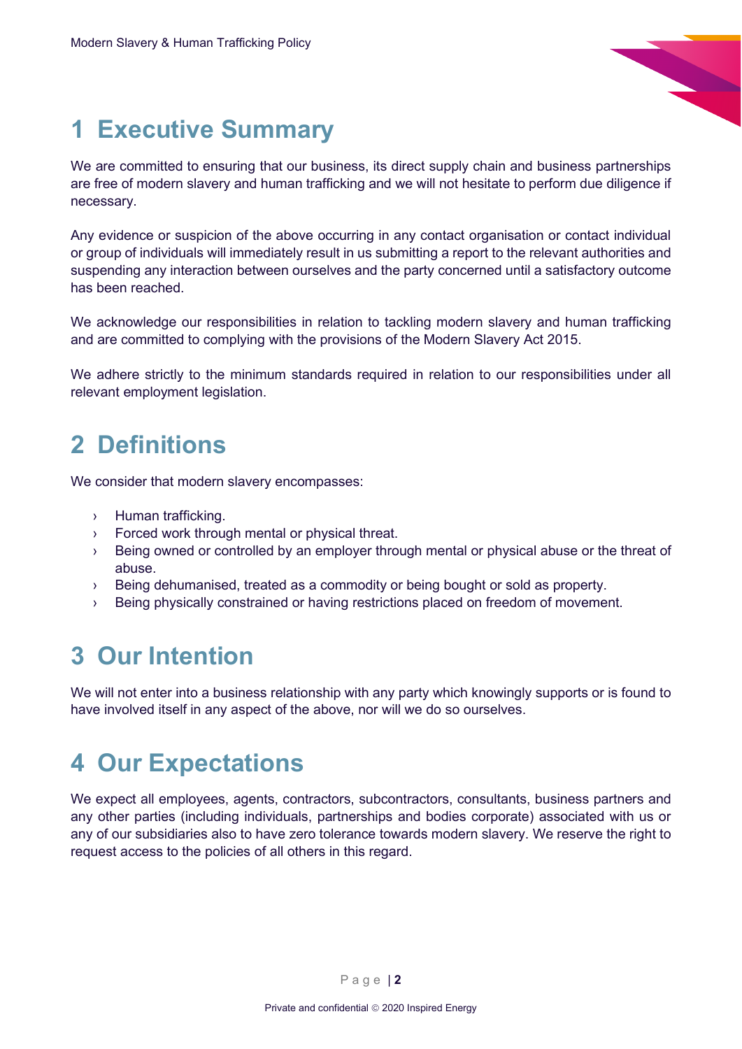# 1 Executive Summary

We are committed to ensuring that our business, its direct supply chain and business partnerships are free of modern slavery and human trafficking and we will not hesitate to perform due diligence if necessary.

Any evidence or suspicion of the above occurring in any contact organisation or contact individual or group of individuals will immediately result in us submitting a report to the relevant authorities and suspending any interaction between ourselves and the party concerned until a satisfactory outcome has been reached.

We acknowledge our responsibilities in relation to tackling modern slavery and human trafficking and are committed to complying with the provisions of the Modern Slavery Act 2015.

We adhere strictly to the minimum standards required in relation to our responsibilities under all relevant employment legislation.

# 2 Definitions

We consider that modern slavery encompasses:

- Human trafficking.
- Forced work through mental or physical threat.
- Being owned or controlled by an employer through mental or physical abuse or the threat of abuse.
- Being dehumanised, treated as a commodity or being bought or sold as property.
- Being physically constrained or having restrictions placed on freedom of movement.

# 3 Our Intention

We will not enter into a business relationship with any party which knowingly supports or is found to have involved itself in any aspect of the above, nor will we do so ourselves.

# 4 Our Expectations

We expect all employees, agents, contractors, subcontractors, consultants, business partners and any other parties (including individuals, partnerships and bodies corporate) associated with us or any of our subsidiaries also to have zero tolerance towards modern slavery. We reserve the right to request access to the policies of all others in this regard.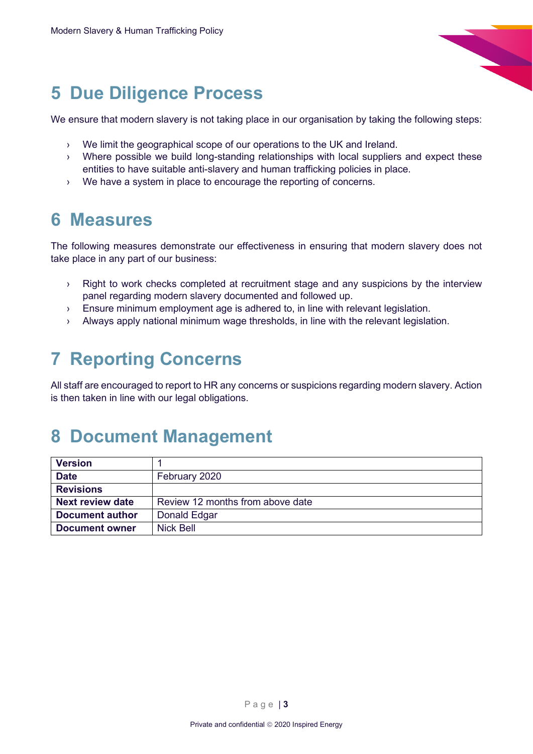# 5 Due Diligence Process

We ensure that modern slavery is not taking place in our organisation by taking the following steps:

- We limit the geographical scope of our operations to the UK and Ireland.
- Where possible we build long-standing relationships with local suppliers and expect these entities to have suitable anti-slavery and human trafficking policies in place.
- We have a system in place to encourage the reporting of concerns.

# 6 Measures

The following measures demonstrate our effectiveness in ensuring that modern slavery does not take place in any part of our business:

- Right to work checks completed at recruitment stage and any suspicions by the interview panel regarding modern slavery documented and followed up.
- Ensure minimum employment age is adhered to, in line with relevant legislation.
- Always apply national minimum wage thresholds, in line with the relevant legislation.

# 7 Reporting Concerns

All staff are encouraged to report to HR any concerns or suspicions regarding modern slavery. Action is then taken in line with our legal obligations.

# 8 Document Management

| | |
|---|---|
| **Version** | 1 |
| **Date** | February 2020 |
| **Revisions** | |
| **Next review date** | Review 12 months from above date |
| **Document author** | Donald Edgar |
| **Document owner** | Nick Bell |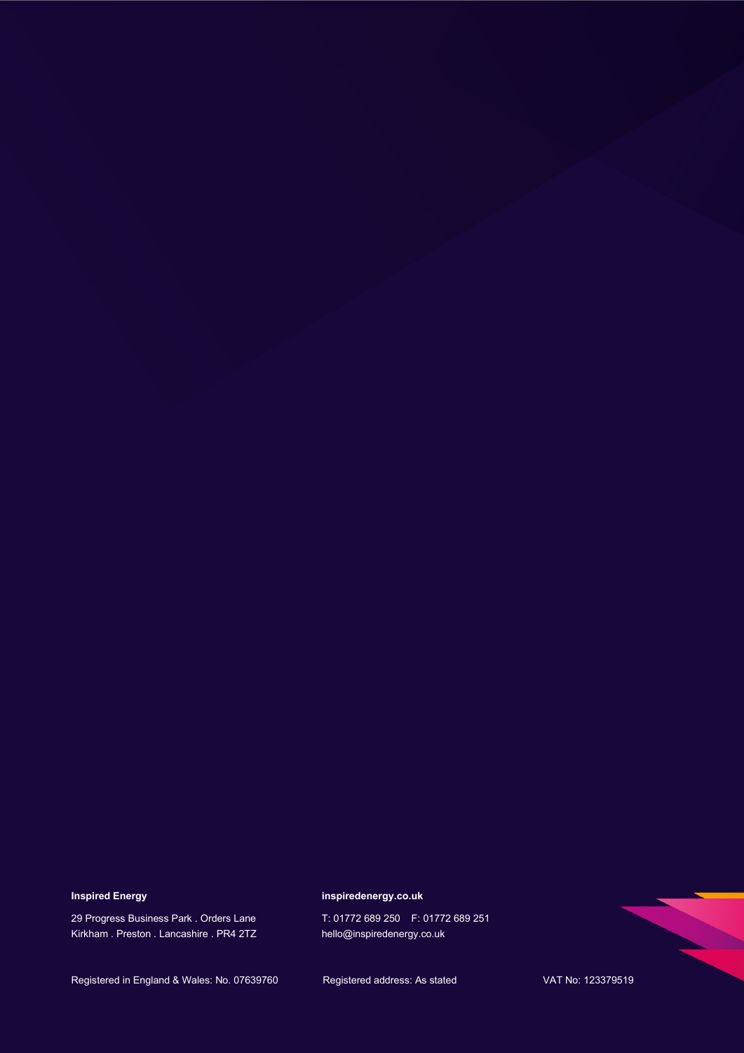**Inspired Energy**

29 Progress Business Park . Orders Lane
Kirkham . Preston . Lancashire . PR4 2TZ

**inspiredenergy.co.uk**

T: 01772 689 250 F: 01772 689 251
hello@inspiredenergy.co.uk

Registered in England & Wales: No. 07639760

Registered address: As stated

VAT No: 123379519